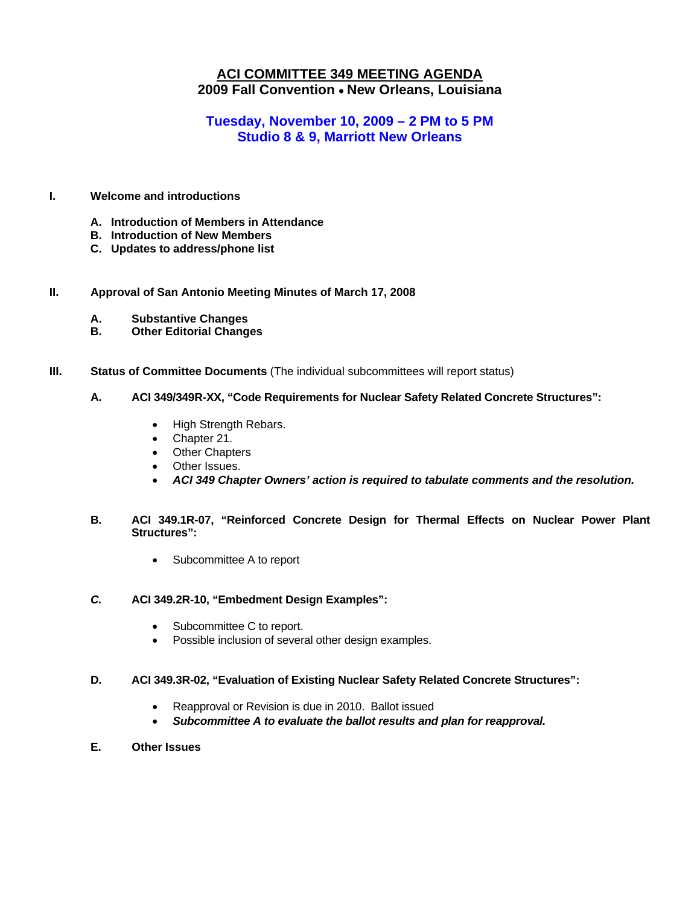# ACI COMMITTEE 349 MEETING AGENDA

## 2009 Fall Convention • New Orleans, Louisiana

### Tuesday, November 10, 2009 – 2 PM to 5 PM
### Studio 8 & 9, Marriott New Orleans

**I. Welcome and introductions**

- **A. Introduction of Members in Attendance**
- **B. Introduction of New Members**
- **C. Updates to address/phone list**

**II. Approval of San Antonio Meeting Minutes of March 17, 2008**

- **A. Substantive Changes**
- **B. Other Editorial Changes**

**III. Status of Committee Documents** (The individual subcommittees will report status)

**A. ACI 349/349R-XX, "Code Requirements for Nuclear Safety Related Concrete Structures":**

- High Strength Rebars.
- Chapter 21.
- Other Chapters
- Other Issues.
- ***ACI 349 Chapter Owners' action is required to tabulate comments and the resolution.***

**B. ACI 349.1R-07, "Reinforced Concrete Design for Thermal Effects on Nuclear Power Plant Structures":**

- Subcommittee A to report

***C.*** **ACI 349.2R-10, "Embedment Design Examples":**

- Subcommittee C to report.
- Possible inclusion of several other design examples.

**D. ACI 349.3R-02, "Evaluation of Existing Nuclear Safety Related Concrete Structures":**

- Reapproval or Revision is due in 2010. Ballot issued
- ***Subcommittee A to evaluate the ballot results and plan for reapproval.***

**E. Other Issues**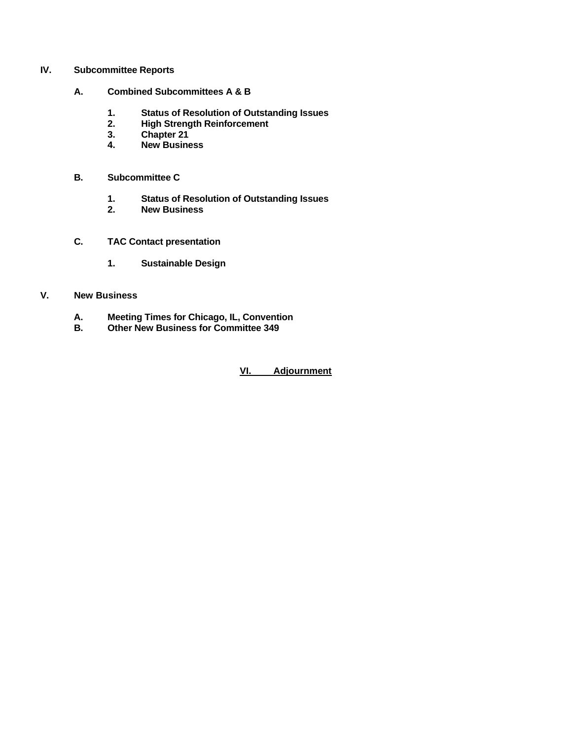**IV. Subcommittee Reports**

**A. Combined Subcommittees A & B**

1. **Status of Resolution of Outstanding Issues**
2. **High Strength Reinforcement**
3. **Chapter 21**
4. **New Business**

**B. Subcommittee C**

1. **Status of Resolution of Outstanding Issues**
2. **New Business**

**C. TAC Contact presentation**

1. **Sustainable Design**

**V. New Business**

**A. Meeting Times for Chicago, IL, Convention**
**B. Other New Business for Committee 349**

**VI. Adjournment**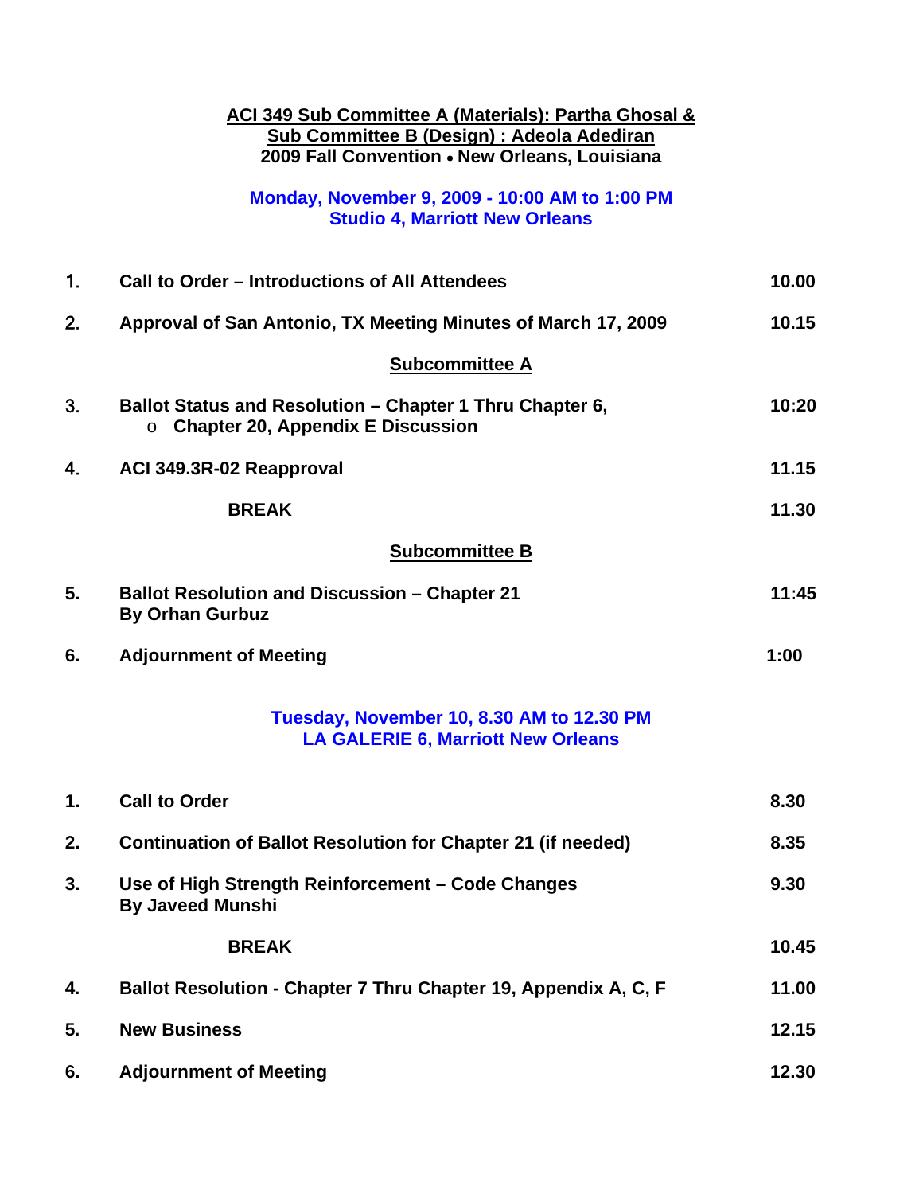**ACI 349 Sub Committee A (Materials): Partha Ghosal &**
**Sub Committee B (Design) : Adeola Adediran**
**2009 Fall Convention • New Orleans, Louisiana**

**Monday, November 9, 2009 - 10:00 AM to 1:00 PM**
**Studio 4, Marriott New Orleans**

| | | |
|---|---|---|
| **1.** | **Call to Order – Introductions of All Attendees** | **10.00** |
| **2.** | **Approval of San Antonio, TX Meeting Minutes of March 17, 2009** | **10.15** |
| | **Subcommittee A** | |
| **3.** | **Ballot Status and Resolution – Chapter 1 Thru Chapter 6,**<br>o **Chapter 20, Appendix E Discussion** | **10:20** |
| **4.** | **ACI 349.3R-02 Reapproval** | **11.15** |
| | **BREAK** | **11.30** |
| | **Subcommittee B** | |
| **5.** | **Ballot Resolution and Discussion – Chapter 21**<br>**By Orhan Gurbuz** | **11:45** |
| **6.** | **Adjournment of Meeting** | **1:00** |

**Tuesday, November 10, 8.30 AM to 12.30 PM**
**LA GALERIE 6, Marriott New Orleans**

| | | |
|---|---|---|
| **1.** | **Call to Order** | **8.30** |
| **2.** | **Continuation of Ballot Resolution for Chapter 21 (if needed)** | **8.35** |
| **3.** | **Use of High Strength Reinforcement – Code Changes**<br>**By Javeed Munshi** | **9.30** |
| | **BREAK** | **10.45** |
| **4.** | **Ballot Resolution - Chapter 7 Thru Chapter 19, Appendix A, C, F** | **11.00** |
| **5.** | **New Business** | **12.15** |
| **6.** | **Adjournment of Meeting** | **12.30** |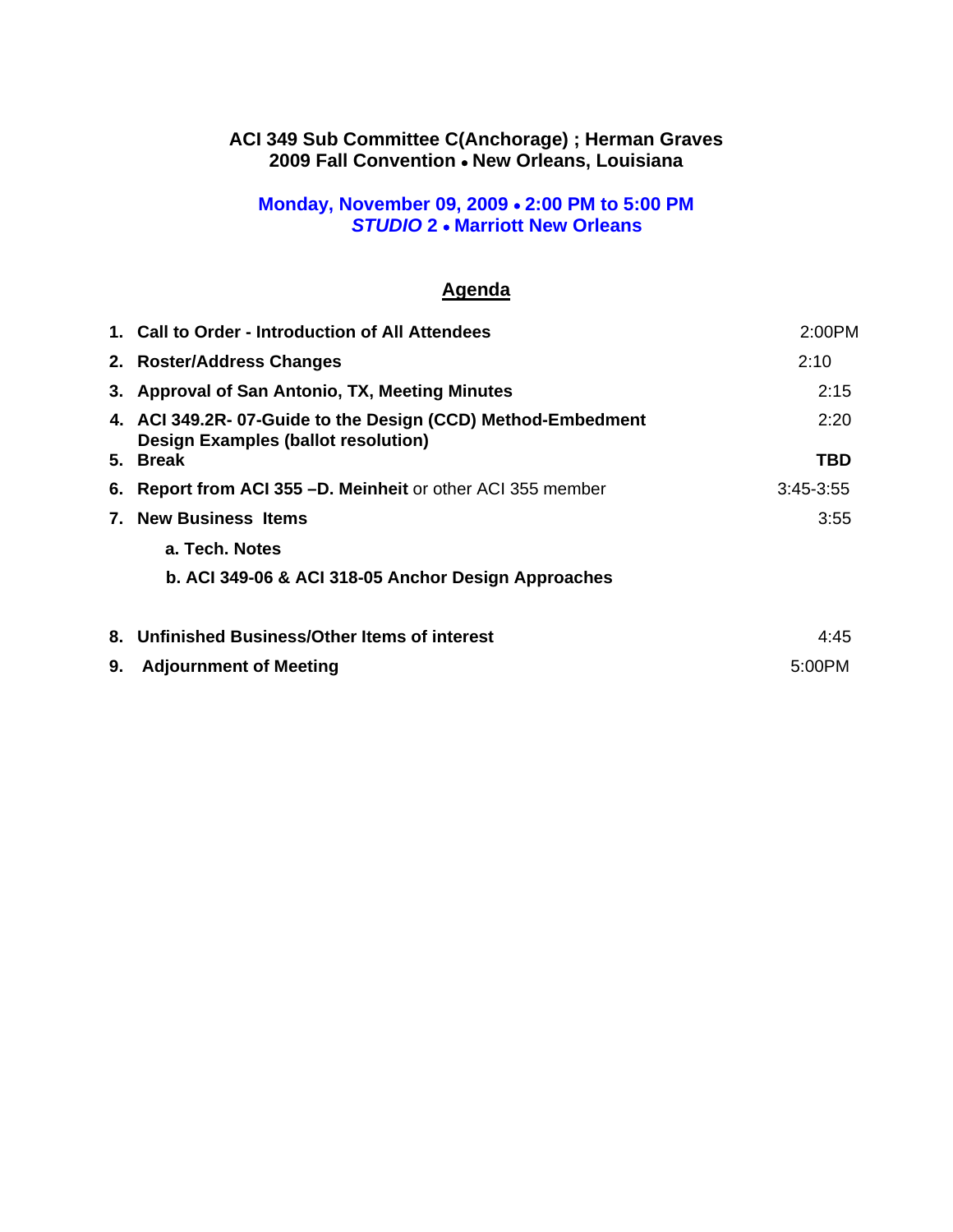**ACI 349 Sub Committee C(Anchorage) ; Herman Graves**
**2009 Fall Convention • New Orleans, Louisiana**

**Monday, November 09, 2009 • 2:00 PM to 5:00 PM**
***STUDIO* 2 • Marriott New Orleans**

## Agenda

| | | |
|---|---|---|
| 1. | **Call to Order - Introduction of All Attendees** | 2:00PM |
| 2. | **Roster/Address Changes** | 2:10 |
| 3. | **Approval of San Antonio, TX, Meeting Minutes** | 2:15 |
| 4. | **ACI 349.2R- 07-Guide to the Design (CCD) Method-Embedment Design Examples (ballot resolution)** | 2:20 |
| 5. | **Break** | **TBD** |
| 6. | **Report from ACI 355 –D. Meinheit** or other ACI 355 member | 3:45-3:55 |
| 7. | **New Business Items** | 3:55 |
| | **a. Tech. Notes** | |
| | **b. ACI 349-06 & ACI 318-05 Anchor Design Approaches** | |
| 8. | **Unfinished Business/Other Items of interest** | 4:45 |
| 9. | **Adjournment of Meeting** | 5:00PM |